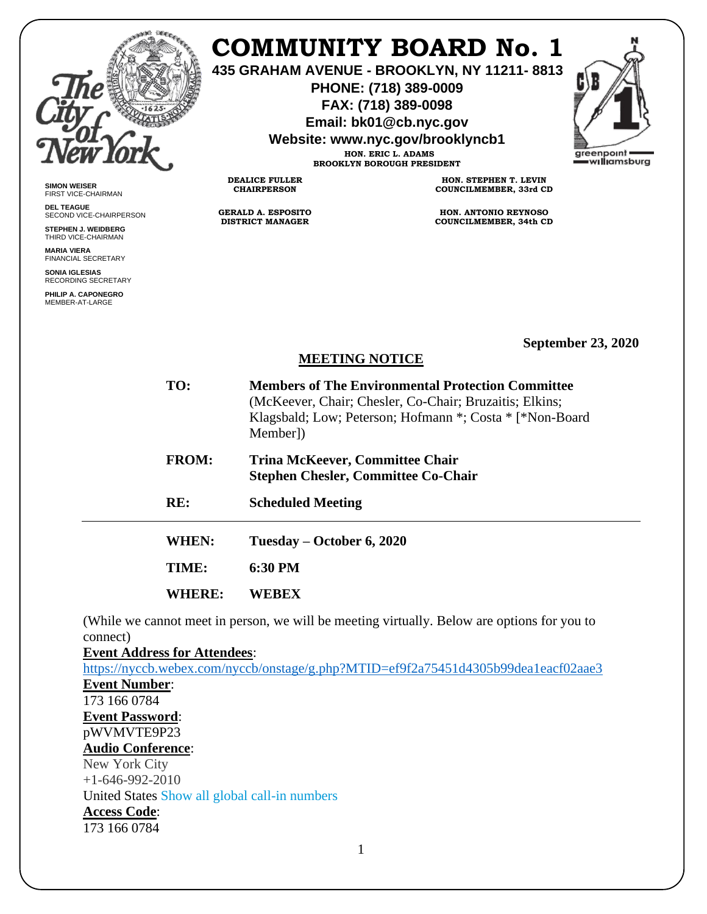# COMMUNITY BOARD No. 1

**435 GRAHAM AVENUE - BROOKLYN, NY 11211- 8813**
**PHONE: (718) 389-0009**
**FAX: (718) 389-0098**
**Email: bk01@cb.nyc.gov**
**Website: www.nyc.gov/brooklyncb1**

**HON. ERIC L. ADAMS**
**BROOKLYN BOROUGH PRESIDENT**

**DEALICE FULLER**
**CHAIRPERSON**

**HON. STEPHEN T. LEVIN**
**COUNCILMEMBER, 33rd CD**

**GERALD A. ESPOSITO**
**DISTRICT MANAGER**

**HON. ANTONIO REYNOSO**
**COUNCILMEMBER, 34th CD**

**SIMON WEISER**
FIRST VICE-CHAIRMAN

**DEL TEAGUE**
SECOND VICE-CHAIRPERSON

**STEPHEN J. WEIDBERG**
THIRD VICE-CHAIRMAN

**MARIA VIERA**
FINANCIAL SECRETARY

**SONIA IGLESIAS**
RECORDING SECRETARY

**PHILIP A. CAPONEGRO**
MEMBER-AT-LARGE

**September 23, 2020**

## MEETING NOTICE

**TO:** **Members of The Environmental Protection Committee** (McKeever, Chair; Chesler, Co-Chair; Bruzaitis; Elkins; Klagsbald; Low; Peterson; Hofmann *; Costa * [*Non-Board Member])

**FROM:** **Trina McKeever, Committee Chair**
**Stephen Chesler, Committee Co-Chair**

**RE:** **Scheduled Meeting**

---

**WHEN:** **Tuesday – October 6, 2020**

**TIME:** **6:30 PM**

**WHERE:** **WEBEX**

(While we cannot meet in person, we will be meeting virtually. Below are options for you to connect)

**Event Address for Attendees**:
https://nyccb.webex.com/nyccb/onstage/g.php?MTID=ef9f2a75451d4305b99dea1eacf02aae3

**Event Number**:
173 166 0784

**Event Password**:
pWVMVTE9P23

**Audio Conference**:
New York City
+1-646-992-2010
United States Show all global call-in numbers

**Access Code**:
173 166 0784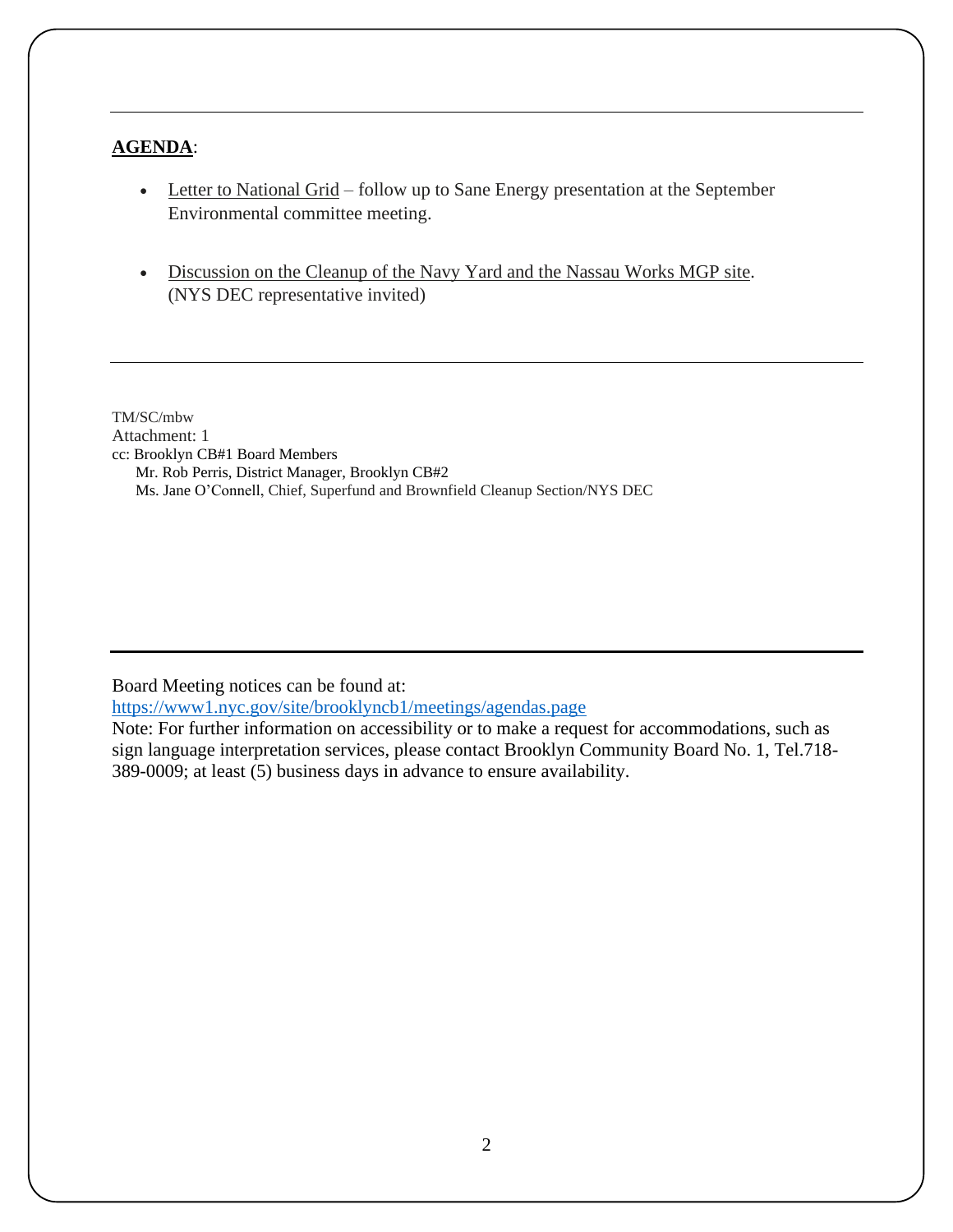---

**AGENDA**:

- Letter to National Grid – follow up to Sane Energy presentation at the September Environmental committee meeting.

- Discussion on the Cleanup of the Navy Yard and the Nassau Works MGP site. (NYS DEC representative invited)

---

TM/SC/mbw
Attachment: 1
cc: Brooklyn CB#1 Board Members
Mr. Rob Perris, District Manager, Brooklyn CB#2
Ms. Jane O'Connell, Chief, Superfund and Brownfield Cleanup Section/NYS DEC

---

Board Meeting notices can be found at:
https://www1.nyc.gov/site/brooklyncb1/meetings/agendas.page
Note: For further information on accessibility or to make a request for accommodations, such as sign language interpretation services, please contact Brooklyn Community Board No. 1, Tel.718-389-0009; at least (5) business days in advance to ensure availability.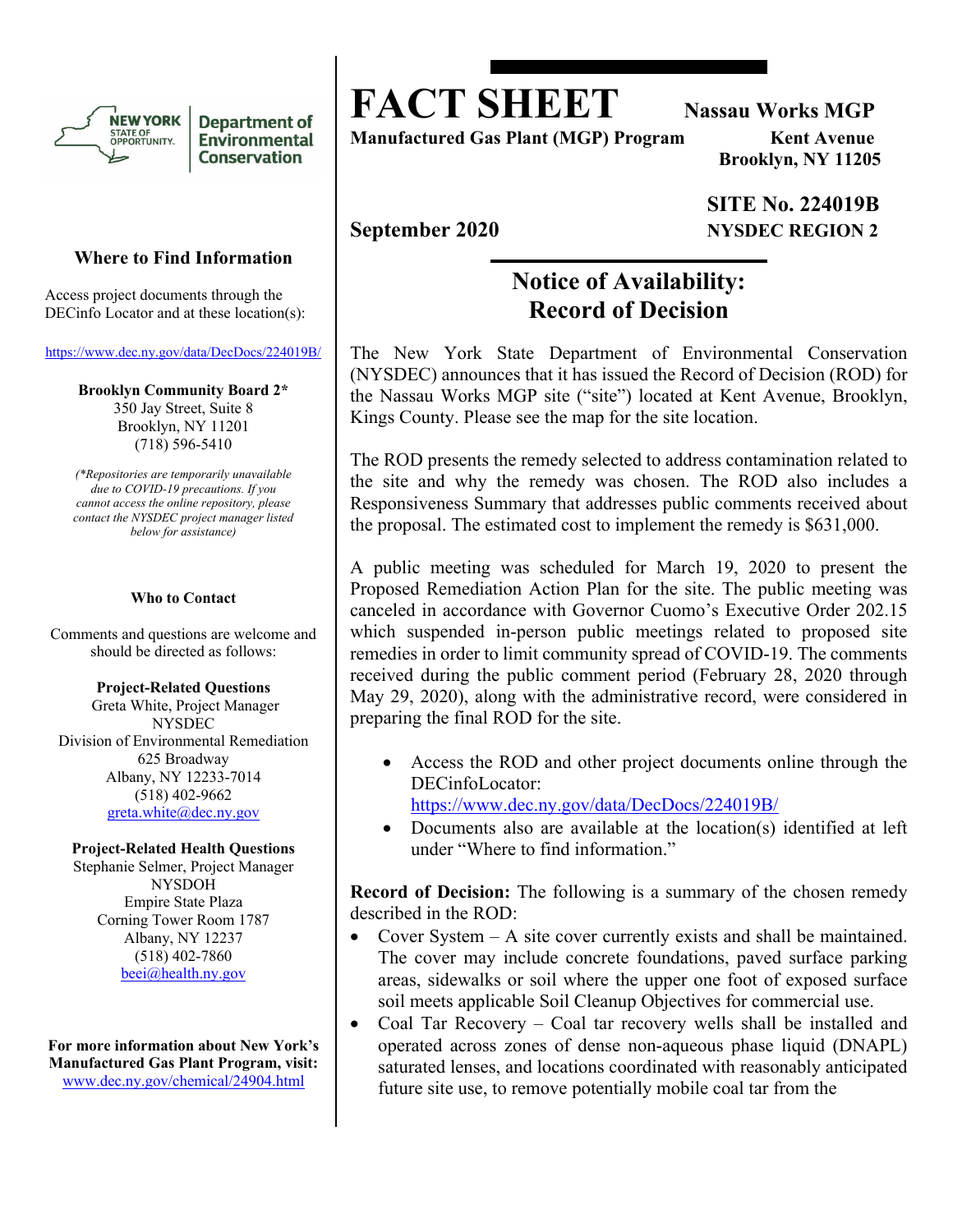# FACT SHEET

**Manufactured Gas Plant (MGP) Program**

**Nassau Works MGP**
**Kent Avenue**
**Brooklyn, NY 11205**

**SITE No. 224019B**
**NYSDEC REGION 2**

**September 2020**

## Notice of Availability: Record of Decision

The New York State Department of Environmental Conservation (NYSDEC) announces that it has issued the Record of Decision (ROD) for the Nassau Works MGP site ("site") located at Kent Avenue, Brooklyn, Kings County. Please see the map for the site location.

The ROD presents the remedy selected to address contamination related to the site and why the remedy was chosen. The ROD also includes a Responsiveness Summary that addresses public comments received about the proposal. The estimated cost to implement the remedy is $631,000.

A public meeting was scheduled for March 19, 2020 to present the Proposed Remediation Action Plan for the site. The public meeting was canceled in accordance with Governor Cuomo's Executive Order 202.15 which suspended in-person public meetings related to proposed site remedies in order to limit community spread of COVID-19. The comments received during the public comment period (February 28, 2020 through May 29, 2020), along with the administrative record, were considered in preparing the final ROD for the site.

- Access the ROD and other project documents online through the DECinfoLocator: https://www.dec.ny.gov/data/DecDocs/224019B/
- Documents also are available at the location(s) identified at left under "Where to find information."

**Record of Decision:** The following is a summary of the chosen remedy described in the ROD:

- Cover System – A site cover currently exists and shall be maintained. The cover may include concrete foundations, paved surface parking areas, sidewalks or soil where the upper one foot of exposed surface soil meets applicable Soil Cleanup Objectives for commercial use.
- Coal Tar Recovery – Coal tar recovery wells shall be installed and operated across zones of dense non-aqueous phase liquid (DNAPL) saturated lenses, and locations coordinated with reasonably anticipated future site use, to remove potentially mobile coal tar from the

### Where to Find Information

Access project documents through the DECinfo Locator and at these location(s):

https://www.dec.ny.gov/data/DecDocs/224019B/

**Brooklyn Community Board 2***
350 Jay Street, Suite 8
Brooklyn, NY 11201
(718) 596-5410

*(*Repositories are temporarily unavailable due to COVID-19 precautions. If you cannot access the online repository, please contact the NYSDEC project manager listed below for assistance)*

### Who to Contact

Comments and questions are welcome and should be directed as follows:

**Project-Related Questions**
Greta White, Project Manager
NYSDEC
Division of Environmental Remediation
625 Broadway
Albany, NY 12233-7014
(518) 402-9662
greta.white@dec.ny.gov

**Project-Related Health Questions**
Stephanie Selmer, Project Manager
NYSDOH
Empire State Plaza
Corning Tower Room 1787
Albany, NY 12237
(518) 402-7860
beei@health.ny.gov

**For more information about New York's Manufactured Gas Plant Program, visit:**
www.dec.ny.gov/chemical/24904.html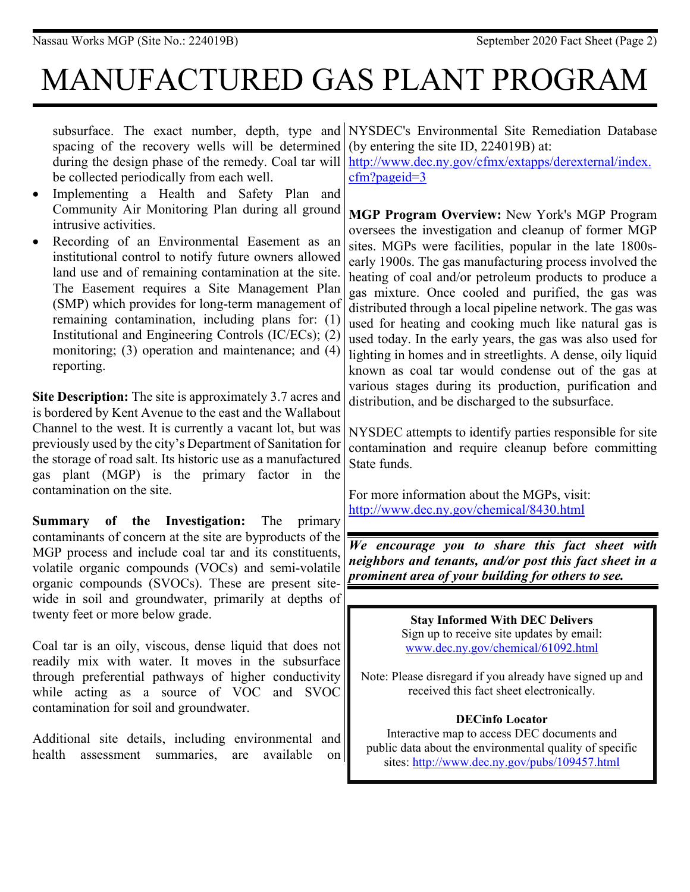subsurface. The exact number, depth, type and spacing of the recovery wells will be determined during the design phase of the remedy. Coal tar will be collected periodically from each well.

- Implementing a Health and Safety Plan and Community Air Monitoring Plan during all ground intrusive activities.
- Recording of an Environmental Easement as an institutional control to notify future owners allowed land use and of remaining contamination at the site. The Easement requires a Site Management Plan (SMP) which provides for long-term management of remaining contamination, including plans for: (1) Institutional and Engineering Controls (IC/ECs); (2) monitoring; (3) operation and maintenance; and (4) reporting.

**Site Description:** The site is approximately 3.7 acres and is bordered by Kent Avenue to the east and the Wallabout Channel to the west. It is currently a vacant lot, but was previously used by the city's Department of Sanitation for the storage of road salt. Its historic use as a manufactured gas plant (MGP) is the primary factor in the contamination on the site.

**Summary of the Investigation:** The primary contaminants of concern at the site are byproducts of the MGP process and include coal tar and its constituents, volatile organic compounds (VOCs) and semi-volatile organic compounds (SVOCs). These are present site-wide in soil and groundwater, primarily at depths of twenty feet or more below grade.

Coal tar is an oily, viscous, dense liquid that does not readily mix with water. It moves in the subsurface through preferential pathways of higher conductivity while acting as a source of VOC and SVOC contamination for soil and groundwater.

Additional site details, including environmental and health assessment summaries, are available on NYSDEC's Environmental Site Remediation Database (by entering the site ID, 224019B) at: http://www.dec.ny.gov/cfmx/extapps/derexternal/index.cfm?pageid=3

**MGP Program Overview:** New York's MGP Program oversees the investigation and cleanup of former MGP sites. MGPs were facilities, popular in the late 1800s-early 1900s. The gas manufacturing process involved the heating of coal and/or petroleum products to produce a gas mixture. Once cooled and purified, the gas was distributed through a local pipeline network. The gas was used for heating and cooking much like natural gas is used today. In the early years, the gas was also used for lighting in homes and in streetlights. A dense, oily liquid known as coal tar would condense out of the gas at various stages during its production, purification and distribution, and be discharged to the subsurface.

NYSDEC attempts to identify parties responsible for site contamination and require cleanup before committing State funds.

For more information about the MGPs, visit: http://www.dec.ny.gov/chemical/8430.html

***We encourage you to share this fact sheet with neighbors and tenants, and/or post this fact sheet in a prominent area of your building for others to see.***

**Stay Informed With DEC Delivers**

Sign up to receive site updates by email: www.dec.ny.gov/chemical/61092.html

Note: Please disregard if you already have signed up and received this fact sheet electronically.

**DECinfo Locator**

Interactive map to access DEC documents and public data about the environmental quality of specific sites: http://www.dec.ny.gov/pubs/109457.html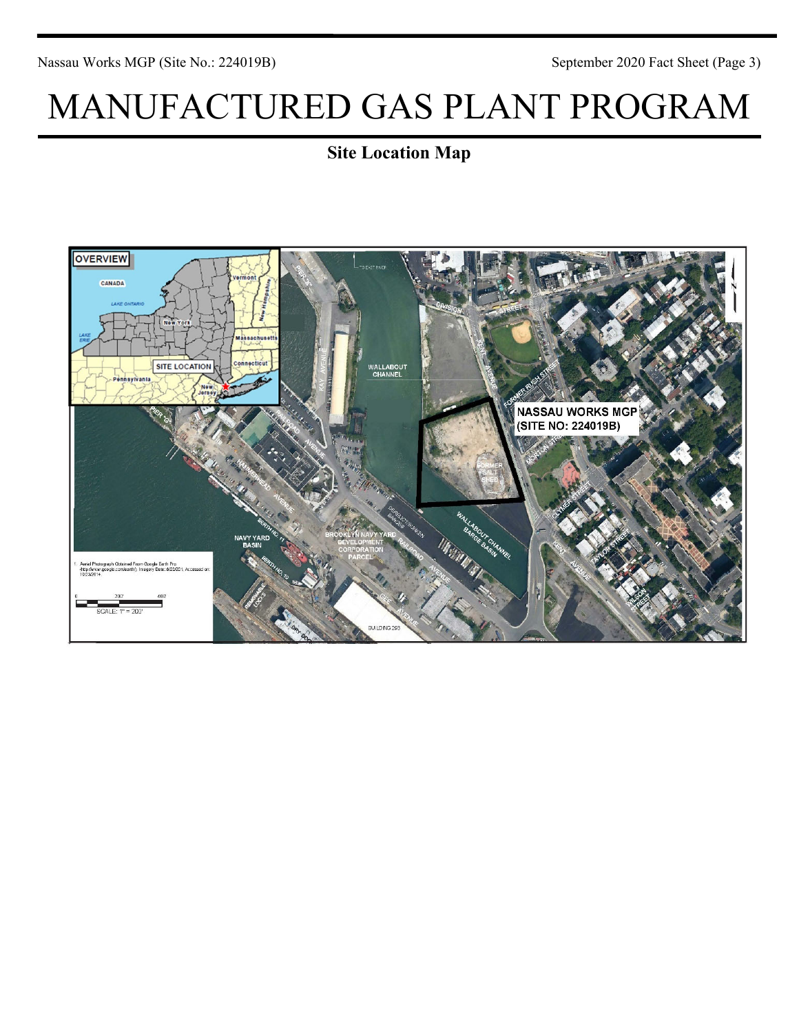# MANUFACTURED GAS PLANT PROGRAM

**Site Location Map**

OVERVIEW

CANADA

LAKE ONTARIO

LAKE ERIE

New York

Vermont

New Hampshire

Massachusetts

Connecticut

Pennsylvania

New Jersey

SITE LOCATION

NASSAU WORKS MGP (SITE NO: 224019B)

WALLABOUT CHANNEL

FORMER SALT SHED

WALLABOUT CHANNEL BARGE BASIN

BROOKLYN NAVY YARD DEVELOPMENT CORPORATION PARCEL

NAVY YARD BASIN

KAY AVENUE

KENT AVENUE

DIVISION STREET

FORMER RUSH STREET

MORTON STREET

CLYMER STREET

TAYLOR STREET

WILSON STREET

RAILROAD AVENUE

HARMERHEAD AVENUE

GEE AVENUE

BERTH NO. 11

BERTH NO. 10

PIER "G"

PIER "C"

BUILDING 293

1. Aerial Photograph Obtained From Google Earth Pro (http://www.google.com/earth/). Imagery Date: 8/23/2013. Accessed on: 10/23/2014.

0 200' 400'

SCALE: 1" = 200'